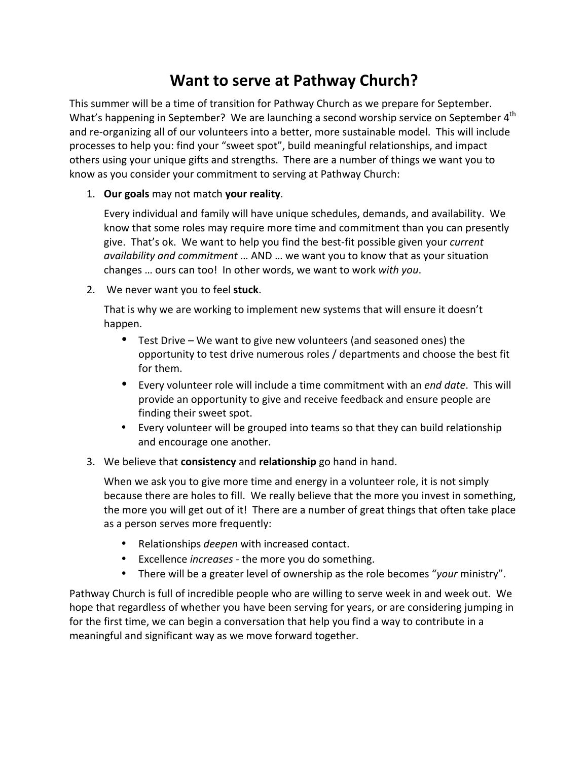# Want to serve at Pathway Church?

This summer will be a time of transition for Pathway Church as we prepare for September. What's happening in September? We are launching a second worship service on September 4th and re-organizing all of our volunteers into a better, more sustainable model. This will include processes to help you: find your "sweet spot", build meaningful relationships, and impact others using your unique gifts and strengths. There are a number of things we want you to know as you consider your commitment to serving at Pathway Church:

1. **Our goals** may not match **your reality**.

   Every individual and family will have unique schedules, demands, and availability. We know that some roles may require more time and commitment than you can presently give. That's ok. We want to help you find the best-fit possible given your *current availability and commitment* … AND … we want you to know that as your situation changes … ours can too! In other words, we want to work *with you*.

2. We never want you to feel **stuck**.

   That is why we are working to implement new systems that will ensure it doesn't happen.

   - Test Drive – We want to give new volunteers (and seasoned ones) the opportunity to test drive numerous roles / departments and choose the best fit for them.
   - Every volunteer role will include a time commitment with an *end date*. This will provide an opportunity to give and receive feedback and ensure people are finding their sweet spot.
   - Every volunteer will be grouped into teams so that they can build relationship and encourage one another.

3. We believe that **consistency** and **relationship** go hand in hand.

   When we ask you to give more time and energy in a volunteer role, it is not simply because there are holes to fill. We really believe that the more you invest in something, the more you will get out of it! There are a number of great things that often take place as a person serves more frequently:

   - Relationships *deepen* with increased contact.
   - Excellence *increases* - the more you do something.
   - There will be a greater level of ownership as the role becomes "*your* ministry".

Pathway Church is full of incredible people who are willing to serve week in and week out. We hope that regardless of whether you have been serving for years, or are considering jumping in for the first time, we can begin a conversation that help you find a way to contribute in a meaningful and significant way as we move forward together.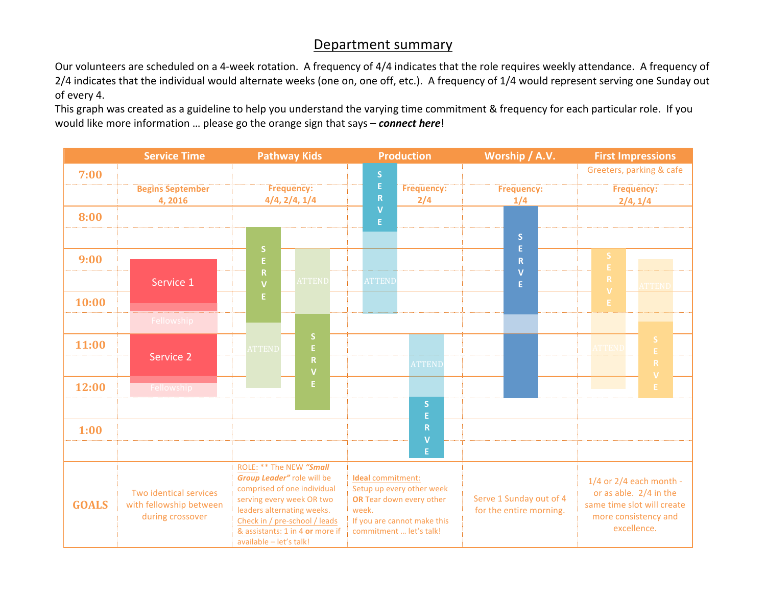# Department summary

Our volunteers are scheduled on a 4-week rotation. A frequency of 4/4 indicates that the role requires weekly attendance. A frequency of 2/4 indicates that the individual would alternate weeks (one on, one off, etc.). A frequency of 1/4 would represent serving one Sunday out of every 4.

This graph was created as a guideline to help you understand the varying time commitment & frequency for each particular role. If you would like more information … please go the orange sign that says – ***connect here***!

Service Time | Pathway Kids | Production | Worship / A.V. | First Impressions

Greeters, parking & cafe

Begins September 4, 2016

Frequency: 4/4, 2/4, 1/4

Frequency: 2/4

Frequency: 1/4

Frequency: 2/4, 1/4

7:00
8:00
9:00
10:00
11:00
12:00
1:00

Service 1
Fellowship
Service 2
Fellowship

SERVE
ATTEND

| | | | | | |
|---|---|---|---|---|---|
| **GOALS** | Two identical services with fellowship between during crossover | ROLE: ** The NEW ***"Small Group Leader"*** role will be comprised of one individual serving every week OR two leaders alternating weeks. Check in / pre-school / leads & assistants: 1 in 4 **or** more if available – let's talk! | **Ideal** commitment: Setup up every other week **OR** Tear down every other week. If you are cannot make this commitment … let's talk! | Serve 1 Sunday out of 4 for the entire morning. | 1/4 or 2/4 each month - or as able. 2/4 in the same time slot will create more consistency and excellence. |